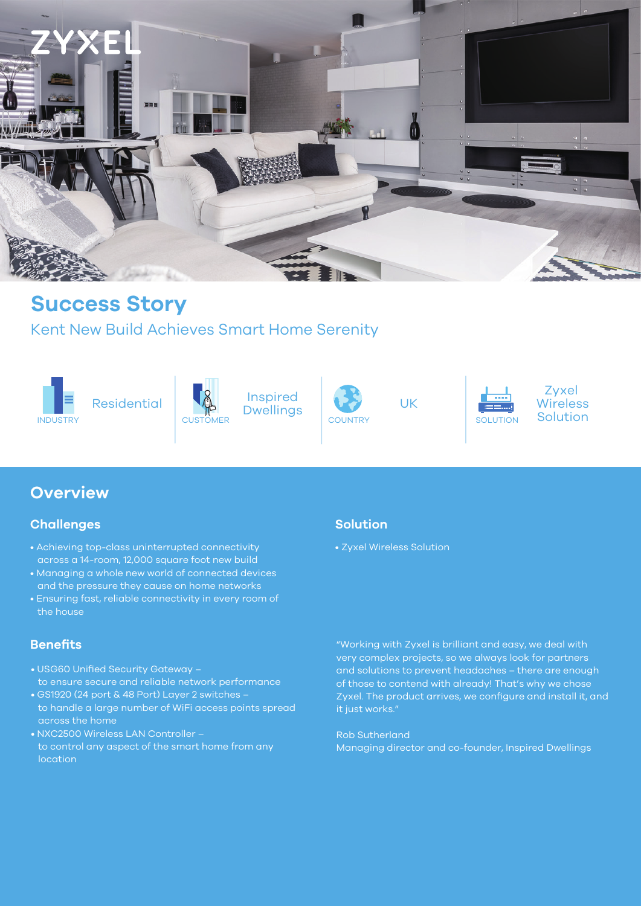ZYXEL

# Success Story

## Kent New Build Achieves Smart Home Serenity

| INDUSTRY | CUSTOMER | COUNTRY | SOLUTION |
| --- | --- | --- | --- |
| Residential | Inspired Dwellings | UK | Zyxel Wireless Solution |

## Overview

### Challenges

- Achieving top-class uninterrupted connectivity across a 14-room, 12,000 square foot new build
- Managing a whole new world of connected devices and the pressure they cause on home networks
- Ensuring fast, reliable connectivity in every room of the house

### Solution

- Zyxel Wireless Solution

### Benefits

- USG60 Unified Security Gateway – to ensure secure and reliable network performance
- GS1920 (24 port & 48 Port) Layer 2 switches – to handle a large number of WiFi access points spread across the home
- NXC2500 Wireless LAN Controller – to control any aspect of the smart home from any location

"Working with Zyxel is brilliant and easy, we deal with very complex projects, so we always look for partners and solutions to prevent headaches – there are enough of those to contend with already! That's why we chose Zyxel. The product arrives, we configure and install it, and it just works."

Rob Sutherland
Managing director and co-founder, Inspired Dwellings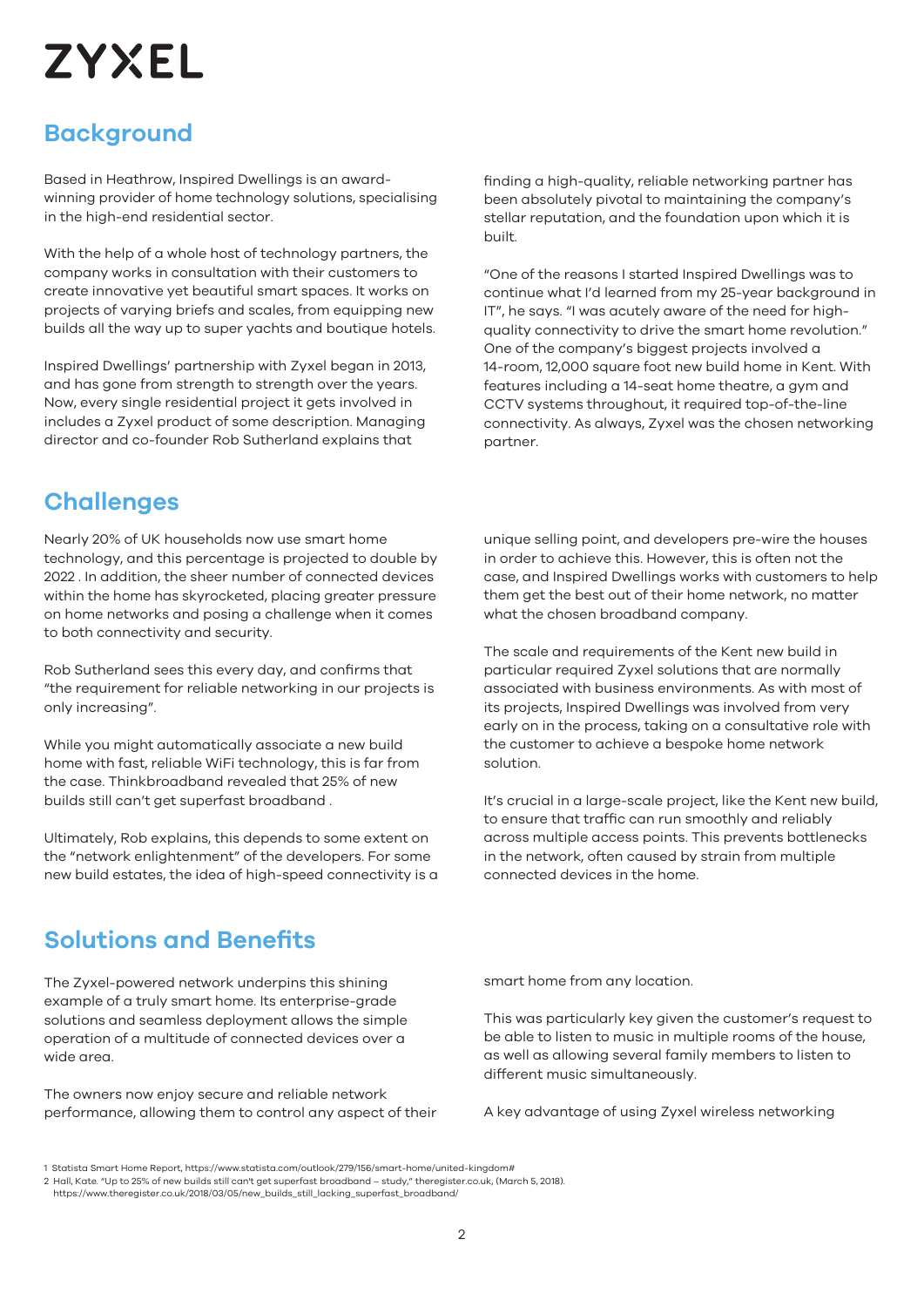## Background

Based in Heathrow, Inspired Dwellings is an award-winning provider of home technology solutions, specialising in the high-end residential sector.

With the help of a whole host of technology partners, the company works in consultation with their customers to create innovative yet beautiful smart spaces. It works on projects of varying briefs and scales, from equipping new builds all the way up to super yachts and boutique hotels.

Inspired Dwellings' partnership with Zyxel began in 2013, and has gone from strength to strength over the years. Now, every single residential project it gets involved in includes a Zyxel product of some description. Managing director and co-founder Rob Sutherland explains that finding a high-quality, reliable networking partner has been absolutely pivotal to maintaining the company's stellar reputation, and the foundation upon which it is built.

"One of the reasons I started Inspired Dwellings was to continue what I'd learned from my 25-year background in IT", he says. "I was acutely aware of the need for high-quality connectivity to drive the smart home revolution." One of the company's biggest projects involved a 14-room, 12,000 square foot new build home in Kent. With features including a 14-seat home theatre, a gym and CCTV systems throughout, it required top-of-the-line connectivity. As always, Zyxel was the chosen networking partner.

## Challenges

Nearly 20% of UK households now use smart home technology, and this percentage is projected to double by 2022 . In addition, the sheer number of connected devices within the home has skyrocketed, placing greater pressure on home networks and posing a challenge when it comes to both connectivity and security.

Rob Sutherland sees this every day, and confirms that "the requirement for reliable networking in our projects is only increasing".

While you might automatically associate a new build home with fast, reliable WiFi technology, this is far from the case. Thinkbroadband revealed that 25% of new builds still can't get superfast broadband .

Ultimately, Rob explains, this depends to some extent on the "network enlightenment" of the developers. For some new build estates, the idea of high-speed connectivity is a unique selling point, and developers pre-wire the houses in order to achieve this. However, this is often not the case, and Inspired Dwellings works with customers to help them get the best out of their home network, no matter what the chosen broadband company.

The scale and requirements of the Kent new build in particular required Zyxel solutions that are normally associated with business environments. As with most of its projects, Inspired Dwellings was involved from very early on in the process, taking on a consultative role with the customer to achieve a bespoke home network solution.

It's crucial in a large-scale project, like the Kent new build, to ensure that traffic can run smoothly and reliably across multiple access points. This prevents bottlenecks in the network, often caused by strain from multiple connected devices in the home.

## Solutions and Benefits

The Zyxel-powered network underpins this shining example of a truly smart home. Its enterprise-grade solutions and seamless deployment allows the simple operation of a multitude of connected devices over a wide area.

The owners now enjoy secure and reliable network performance, allowing them to control any aspect of their smart home from any location.

This was particularly key given the customer's request to be able to listen to music in multiple rooms of the house, as well as allowing several family members to listen to different music simultaneously.

A key advantage of using Zyxel wireless networking

1 Statista Smart Home Report, https://www.statista.com/outlook/279/156/smart-home/united-kingdom#

2 Hall, Kate. "Up to 25% of new builds still can't get superfast broadband – study," theregister.co.uk, (March 5, 2018). https://www.theregister.co.uk/2018/03/05/new_builds_still_lacking_superfast_broadband/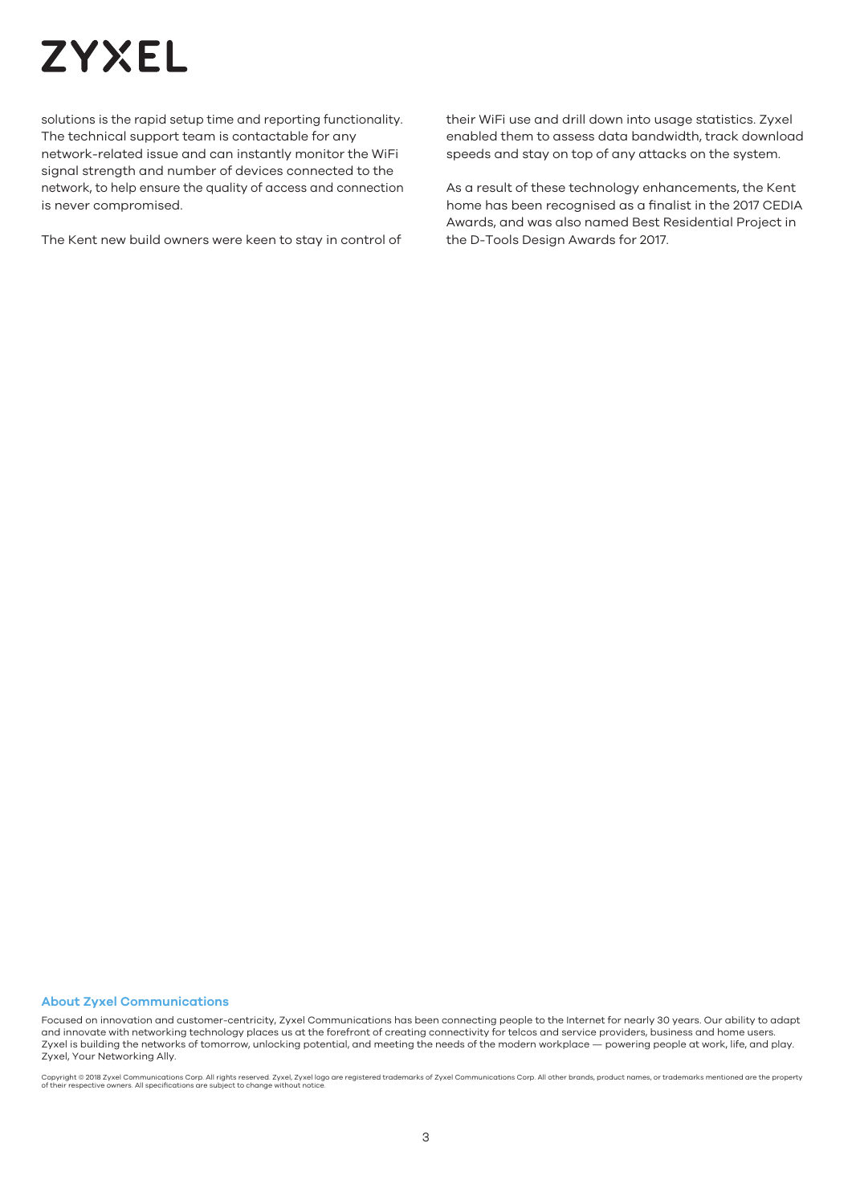solutions is the rapid setup time and reporting functionality. The technical support team is contactable for any network-related issue and can instantly monitor the WiFi signal strength and number of devices connected to the network, to help ensure the quality of access and connection is never compromised.

The Kent new build owners were keen to stay in control of their WiFi use and drill down into usage statistics. Zyxel enabled them to assess data bandwidth, track download speeds and stay on top of any attacks on the system.

As a result of these technology enhancements, the Kent home has been recognised as a finalist in the 2017 CEDIA Awards, and was also named Best Residential Project in the D-Tools Design Awards for 2017.

**About Zyxel Communications**

Focused on innovation and customer-centricity, Zyxel Communications has been connecting people to the Internet for nearly 30 years. Our ability to adapt and innovate with networking technology places us at the forefront of creating connectivity for telcos and service providers, business and home users. Zyxel is building the networks of tomorrow, unlocking potential, and meeting the needs of the modern workplace — powering people at work, life, and play. Zyxel, Your Networking Ally.

Copyright © 2018 Zyxel Communications Corp. All rights reserved. Zyxel, Zyxel logo are registered trademarks of Zyxel Communications Corp. All other brands, product names, or trademarks mentioned are the property of their respective owners. All specifications are subject to change without notice.